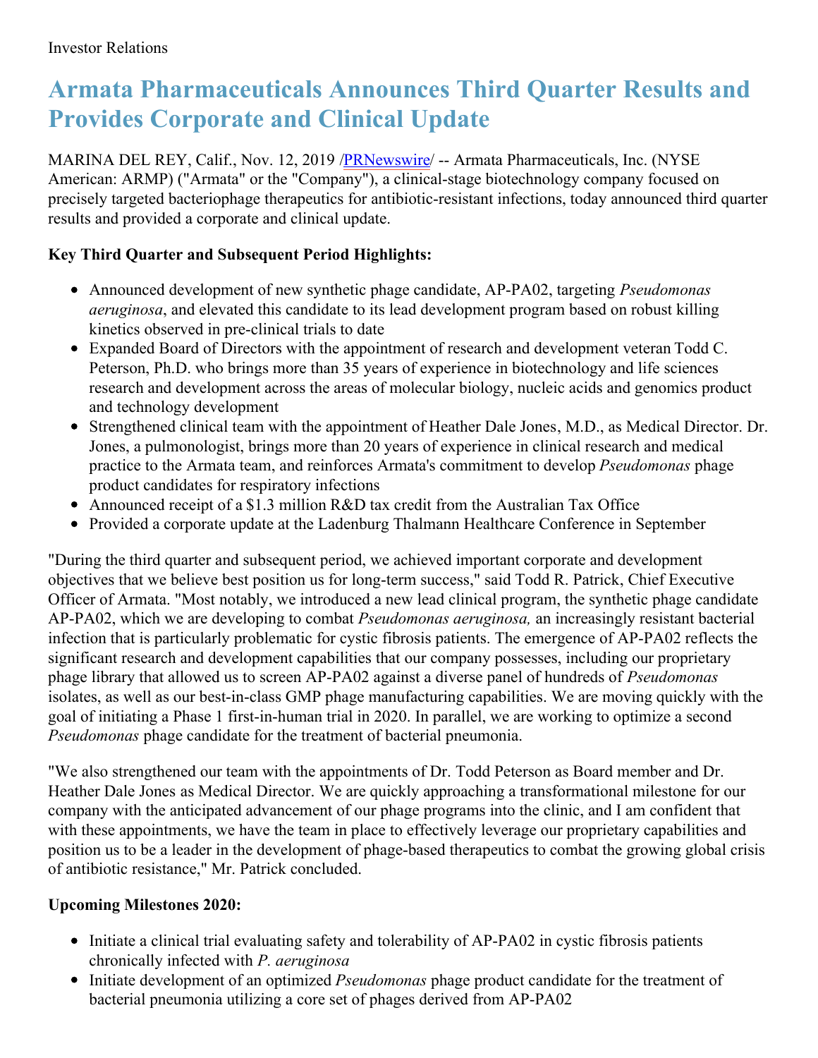Investor Relations

# Armata Pharmaceuticals Announces Third Quarter Results and Provides Corporate and Clinical Update

MARINA DEL REY, Calif., Nov. 12, 2019 /PRNewswire/ -- Armata Pharmaceuticals, Inc. (NYSE American: ARMP) ("Armata" or the "Company"), a clinical-stage biotechnology company focused on precisely targeted bacteriophage therapeutics for antibiotic-resistant infections, today announced third quarter results and provided a corporate and clinical update.

**Key Third Quarter and Subsequent Period Highlights:**

- Announced development of new synthetic phage candidate, AP-PA02, targeting *Pseudomonas aeruginosa*, and elevated this candidate to its lead development program based on robust killing kinetics observed in pre-clinical trials to date
- Expanded Board of Directors with the appointment of research and development veteran Todd C. Peterson, Ph.D. who brings more than 35 years of experience in biotechnology and life sciences research and development across the areas of molecular biology, nucleic acids and genomics product and technology development
- Strengthened clinical team with the appointment of Heather Dale Jones, M.D., as Medical Director. Dr. Jones, a pulmonologist, brings more than 20 years of experience in clinical research and medical practice to the Armata team, and reinforces Armata's commitment to develop *Pseudomonas* phage product candidates for respiratory infections
- Announced receipt of a $1.3 million R&D tax credit from the Australian Tax Office
- Provided a corporate update at the Ladenburg Thalmann Healthcare Conference in September

"During the third quarter and subsequent period, we achieved important corporate and development objectives that we believe best position us for long-term success," said Todd R. Patrick, Chief Executive Officer of Armata. "Most notably, we introduced a new lead clinical program, the synthetic phage candidate AP-PA02, which we are developing to combat *Pseudomonas aeruginosa,* an increasingly resistant bacterial infection that is particularly problematic for cystic fibrosis patients. The emergence of AP-PA02 reflects the significant research and development capabilities that our company possesses, including our proprietary phage library that allowed us to screen AP-PA02 against a diverse panel of hundreds of *Pseudomonas* isolates, as well as our best-in-class GMP phage manufacturing capabilities. We are moving quickly with the goal of initiating a Phase 1 first-in-human trial in 2020. In parallel, we are working to optimize a second *Pseudomonas* phage candidate for the treatment of bacterial pneumonia.

"We also strengthened our team with the appointments of Dr. Todd Peterson as Board member and Dr. Heather Dale Jones as Medical Director. We are quickly approaching a transformational milestone for our company with the anticipated advancement of our phage programs into the clinic, and I am confident that with these appointments, we have the team in place to effectively leverage our proprietary capabilities and position us to be a leader in the development of phage-based therapeutics to combat the growing global crisis of antibiotic resistance," Mr. Patrick concluded.

**Upcoming Milestones 2020:**

- Initiate a clinical trial evaluating safety and tolerability of AP-PA02 in cystic fibrosis patients chronically infected with *P. aeruginosa*
- Initiate development of an optimized *Pseudomonas* phage product candidate for the treatment of bacterial pneumonia utilizing a core set of phages derived from AP-PA02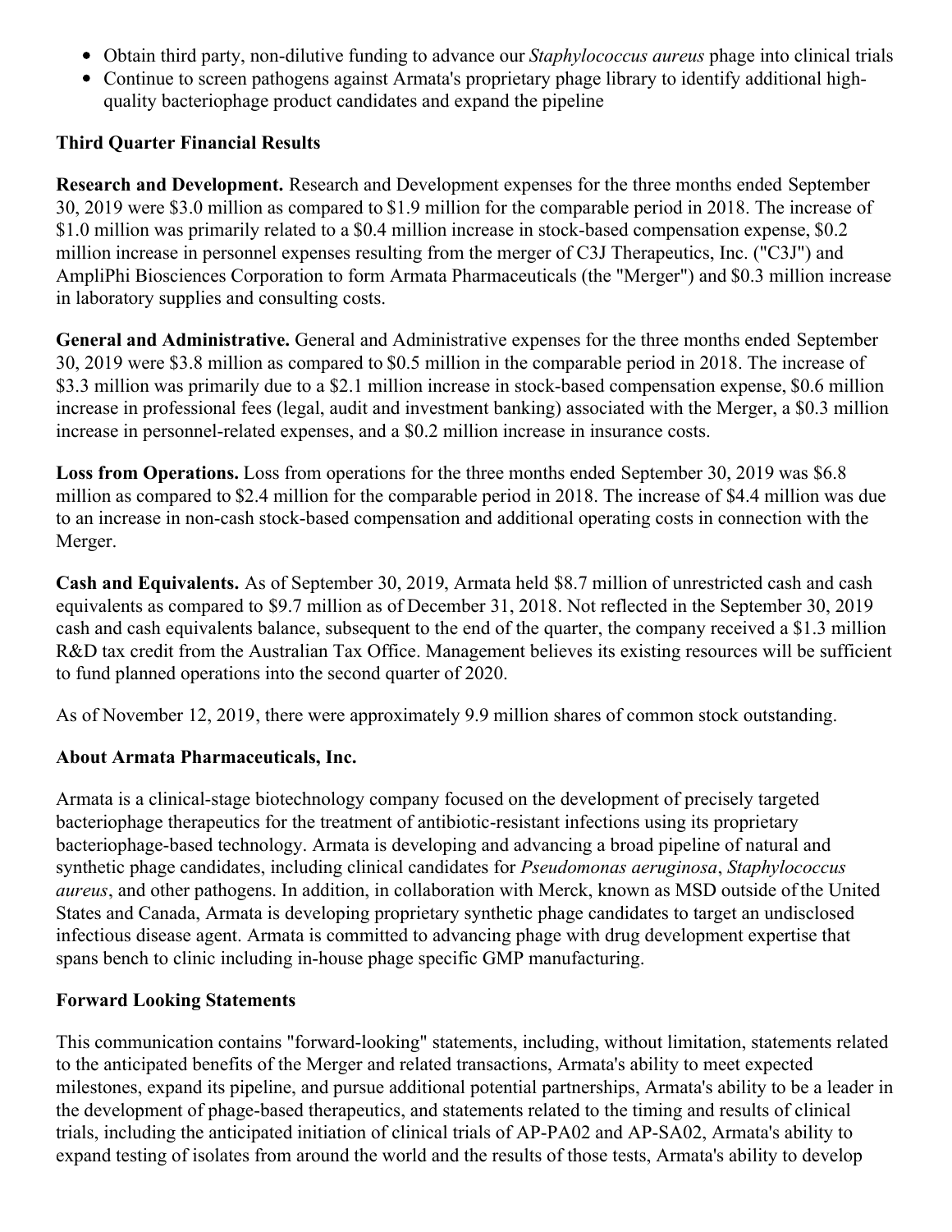- Obtain third party, non-dilutive funding to advance our *Staphylococcus aureus* phage into clinical trials
- Continue to screen pathogens against Armata's proprietary phage library to identify additional high-quality bacteriophage product candidates and expand the pipeline

**Third Quarter Financial Results**

**Research and Development.** Research and Development expenses for the three months ended September 30, 2019 were $3.0 million as compared to $1.9 million for the comparable period in 2018. The increase of $1.0 million was primarily related to a $0.4 million increase in stock-based compensation expense, $0.2 million increase in personnel expenses resulting from the merger of C3J Therapeutics, Inc. ("C3J") and AmpliPhi Biosciences Corporation to form Armata Pharmaceuticals (the "Merger") and $0.3 million increase in laboratory supplies and consulting costs.

**General and Administrative.** General and Administrative expenses for the three months ended September 30, 2019 were $3.8 million as compared to $0.5 million in the comparable period in 2018. The increase of $3.3 million was primarily due to a $2.1 million increase in stock-based compensation expense, $0.6 million increase in professional fees (legal, audit and investment banking) associated with the Merger, a $0.3 million increase in personnel-related expenses, and a $0.2 million increase in insurance costs.

**Loss from Operations.** Loss from operations for the three months ended September 30, 2019 was $6.8 million as compared to $2.4 million for the comparable period in 2018. The increase of $4.4 million was due to an increase in non-cash stock-based compensation and additional operating costs in connection with the Merger.

**Cash and Equivalents.** As of September 30, 2019, Armata held $8.7 million of unrestricted cash and cash equivalents as compared to $9.7 million as of December 31, 2018. Not reflected in the September 30, 2019 cash and cash equivalents balance, subsequent to the end of the quarter, the company received a $1.3 million R&D tax credit from the Australian Tax Office. Management believes its existing resources will be sufficient to fund planned operations into the second quarter of 2020.

As of November 12, 2019, there were approximately 9.9 million shares of common stock outstanding.

**About Armata Pharmaceuticals, Inc.**

Armata is a clinical-stage biotechnology company focused on the development of precisely targeted bacteriophage therapeutics for the treatment of antibiotic-resistant infections using its proprietary bacteriophage-based technology. Armata is developing and advancing a broad pipeline of natural and synthetic phage candidates, including clinical candidates for *Pseudomonas aeruginosa*, *Staphylococcus aureus*, and other pathogens. In addition, in collaboration with Merck, known as MSD outside of the United States and Canada, Armata is developing proprietary synthetic phage candidates to target an undisclosed infectious disease agent. Armata is committed to advancing phage with drug development expertise that spans bench to clinic including in-house phage specific GMP manufacturing.

**Forward Looking Statements**

This communication contains "forward-looking" statements, including, without limitation, statements related to the anticipated benefits of the Merger and related transactions, Armata's ability to meet expected milestones, expand its pipeline, and pursue additional potential partnerships, Armata's ability to be a leader in the development of phage-based therapeutics, and statements related to the timing and results of clinical trials, including the anticipated initiation of clinical trials of AP-PA02 and AP-SA02, Armata's ability to expand testing of isolates from around the world and the results of those tests, Armata's ability to develop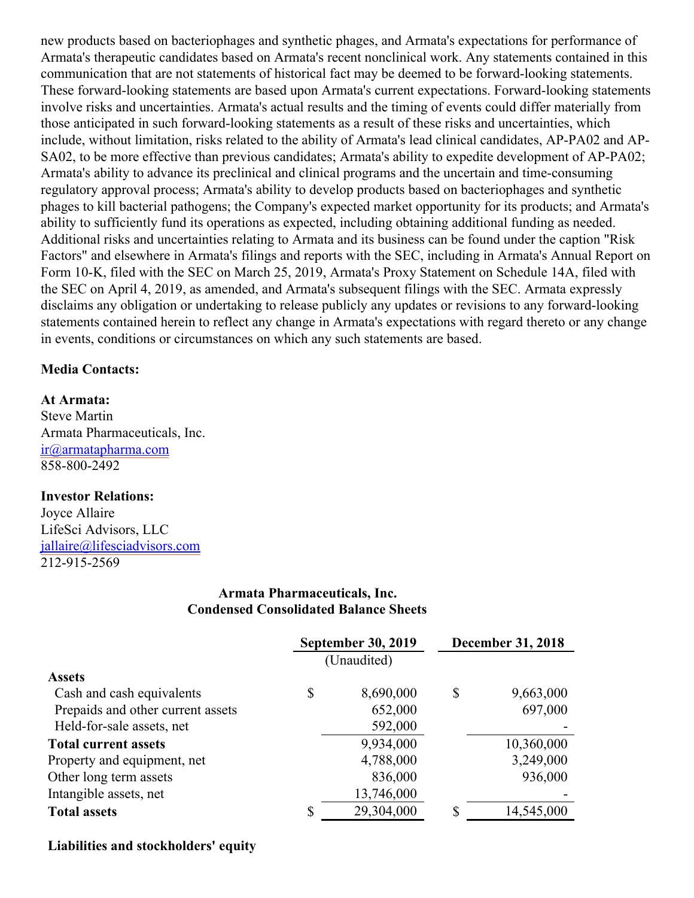new products based on bacteriophages and synthetic phages, and Armata's expectations for performance of Armata's therapeutic candidates based on Armata's recent nonclinical work. Any statements contained in this communication that are not statements of historical fact may be deemed to be forward-looking statements. These forward-looking statements are based upon Armata's current expectations. Forward-looking statements involve risks and uncertainties. Armata's actual results and the timing of events could differ materially from those anticipated in such forward-looking statements as a result of these risks and uncertainties, which include, without limitation, risks related to the ability of Armata's lead clinical candidates, AP-PA02 and AP-SA02, to be more effective than previous candidates; Armata's ability to expedite development of AP-PA02; Armata's ability to advance its preclinical and clinical programs and the uncertain and time-consuming regulatory approval process; Armata's ability to develop products based on bacteriophages and synthetic phages to kill bacterial pathogens; the Company's expected market opportunity for its products; and Armata's ability to sufficiently fund its operations as expected, including obtaining additional funding as needed. Additional risks and uncertainties relating to Armata and its business can be found under the caption "Risk Factors" and elsewhere in Armata's filings and reports with the SEC, including in Armata's Annual Report on Form 10-K, filed with the SEC on March 25, 2019, Armata's Proxy Statement on Schedule 14A, filed with the SEC on April 4, 2019, as amended, and Armata's subsequent filings with the SEC. Armata expressly disclaims any obligation or undertaking to release publicly any updates or revisions to any forward-looking statements contained herein to reflect any change in Armata's expectations with regard thereto or any change in events, conditions or circumstances on which any such statements are based.

**Media Contacts:**

**At Armata:**
Steve Martin
Armata Pharmaceuticals, Inc.
ir@armatapharma.com
858-800-2492

**Investor Relations:**
Joyce Allaire
LifeSci Advisors, LLC
jallaire@lifesciadvisors.com
212-915-2569

**Armata Pharmaceuticals, Inc.**
**Condensed Consolidated Balance Sheets**

| | September 30, 2019 | December 31, 2018 |
|---|---|---|
| | (Unaudited) | |
| **Assets** | | |
| Cash and cash equivalents | $ 8,690,000 | $ 9,663,000 |
| Prepaids and other current assets | 652,000 | 697,000 |
| Held-for-sale assets, net | 592,000 | - |
| **Total current assets** | 9,934,000 | 10,360,000 |
| Property and equipment, net | 4,788,000 | 3,249,000 |
| Other long term assets | 836,000 | 936,000 |
| Intangible assets, net | 13,746,000 | - |
| **Total assets** | $ 29,304,000 | $ 14,545,000 |

**Liabilities and stockholders' equity**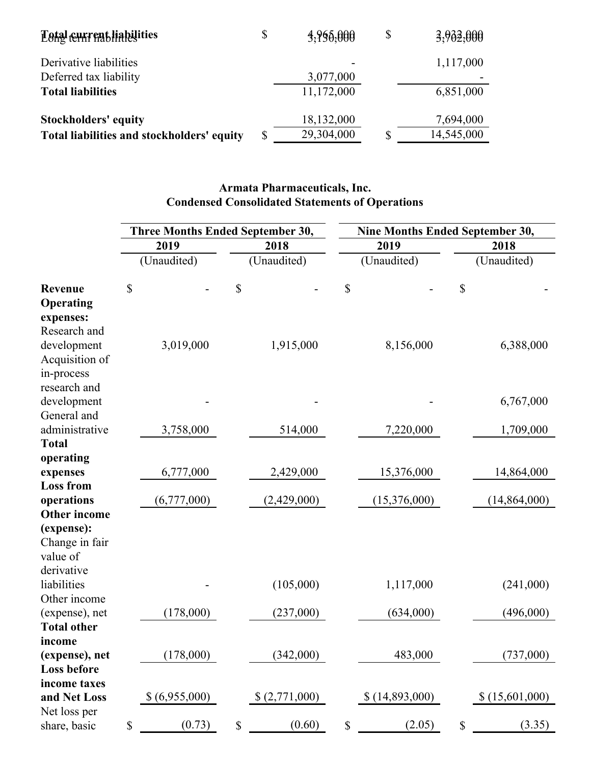|  |  | |  | |
|---|---|---|---|---|
| **Total current liabilities** | $ | 4,965,000 | $ | 3,932,000 |
| Long term liabilities | | 3,130,000 | | 1,802,000 |
| Derivative liabilities | | - | | 1,117,000 |
| Deferred tax liability | | 3,077,000 | | - |
| **Total liabilities** | | 11,172,000 | | 6,851,000 |
| | | | | |
| **Stockholders' equity** | | 18,132,000 | | 7,694,000 |
| **Total liabilities and stockholders' equity** | $ | 29,304,000 | $ | 14,545,000 |

**Armata Pharmaceuticals, Inc.**
**Condensed Consolidated Statements of Operations**

| | Three Months Ended September 30, | | Nine Months Ended September 30, | |
|---|---|---|---|---|
| | 2019 | 2018 | 2019 | 2018 |
| | (Unaudited) | (Unaudited) | (Unaudited) | (Unaudited) |
| **Revenue** | $ - | $ - | $ - | $ - |
| **Operating expenses:** | | | | |
| Research and development | 3,019,000 | 1,915,000 | 8,156,000 | 6,388,000 |
| Acquisition of in-process research and development | - | - | - | 6,767,000 |
| General and administrative | 3,758,000 | 514,000 | 7,220,000 | 1,709,000 |
| **Total operating expenses** | 6,777,000 | 2,429,000 | 15,376,000 | 14,864,000 |
| **Loss from operations** | (6,777,000) | (2,429,000) | (15,376,000) | (14,864,000) |
| **Other income (expense):** | | | | |
| Change in fair value of derivative liabilities | - | (105,000) | 1,117,000 | (241,000) |
| Other income (expense), net | (178,000) | (237,000) | (634,000) | (496,000) |
| **Total other income (expense), net** | (178,000) | (342,000) | 483,000 | (737,000) |
| **Loss before income taxes and Net Loss** | $ (6,955,000) | $ (2,771,000) | $ (14,893,000) | $ (15,601,000) |
| Net loss per share, basic | $ (0.73) | $ (0.60) | $ (2.05) | $ (3.35) |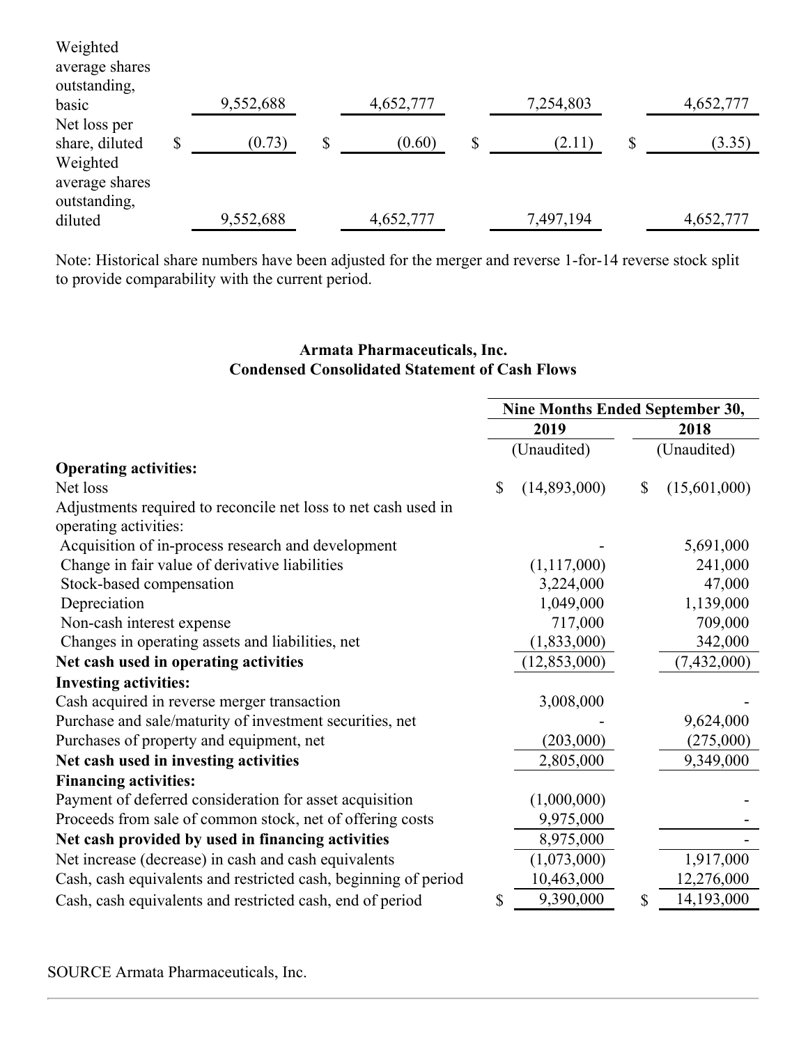| | | | | |
|---|---|---|---|---|
| Weighted average shares outstanding, basic | 9,552,688 | 4,652,777 | 7,254,803 | 4,652,777 |
| Net loss per share, diluted | $ (0.73) | $ (0.60) | $ (2.11) | $ (3.35) |
| Weighted average shares outstanding, diluted | 9,552,688 | 4,652,777 | 7,497,194 | 4,652,777 |

Note: Historical share numbers have been adjusted for the merger and reverse 1-for-14 reverse stock split to provide comparability with the current period.

**Armata Pharmaceuticals, Inc.**
**Condensed Consolidated Statement of Cash Flows**

| | Nine Months Ended September 30, | |
|---|---|---|
| | 2019 | 2018 |
| | (Unaudited) | (Unaudited) |
| **Operating activities:** | | |
| Net loss | $ (14,893,000) | $ (15,601,000) |
| Adjustments required to reconcile net loss to net cash used in operating activities: | | |
| Acquisition of in-process research and development | - | 5,691,000 |
| Change in fair value of derivative liabilities | (1,117,000) | 241,000 |
| Stock-based compensation | 3,224,000 | 47,000 |
| Depreciation | 1,049,000 | 1,139,000 |
| Non-cash interest expense | 717,000 | 709,000 |
| Changes in operating assets and liabilities, net | (1,833,000) | 342,000 |
| **Net cash used in operating activities** | (12,853,000) | (7,432,000) |
| **Investing activities:** | | |
| Cash acquired in reverse merger transaction | 3,008,000 | - |
| Purchase and sale/maturity of investment securities, net | - | 9,624,000 |
| Purchases of property and equipment, net | (203,000) | (275,000) |
| **Net cash used in investing activities** | 2,805,000 | 9,349,000 |
| **Financing activities:** | | |
| Payment of deferred consideration for asset acquisition | (1,000,000) | - |
| Proceeds from sale of common stock, net of offering costs | 9,975,000 | - |
| **Net cash provided by used in financing activities** | 8,975,000 | - |
| Net increase (decrease) in cash and cash equivalents | (1,073,000) | 1,917,000 |
| Cash, cash equivalents and restricted cash, beginning of period | 10,463,000 | 12,276,000 |
| Cash, cash equivalents and restricted cash, end of period | $ 9,390,000 | $ 14,193,000 |

SOURCE Armata Pharmaceuticals, Inc.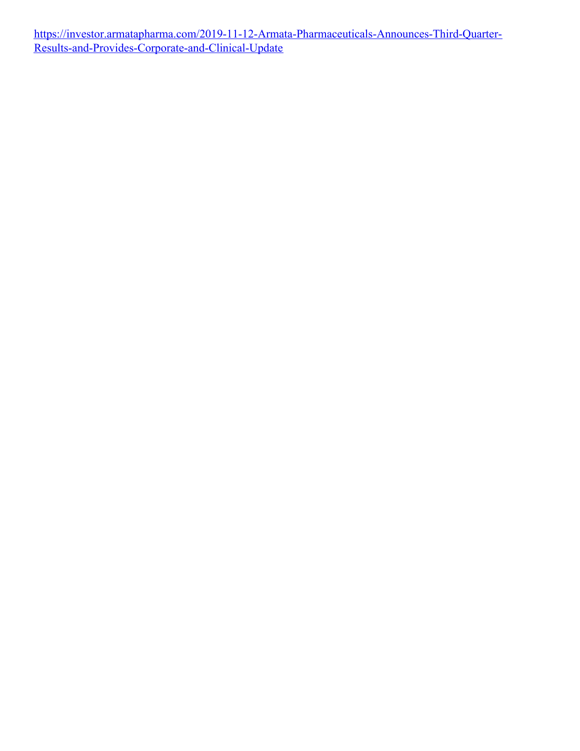https://investor.armatapharma.com/2019-11-12-Armata-Pharmaceuticals-Announces-Third-Quarter-Results-and-Provides-Corporate-and-Clinical-Update